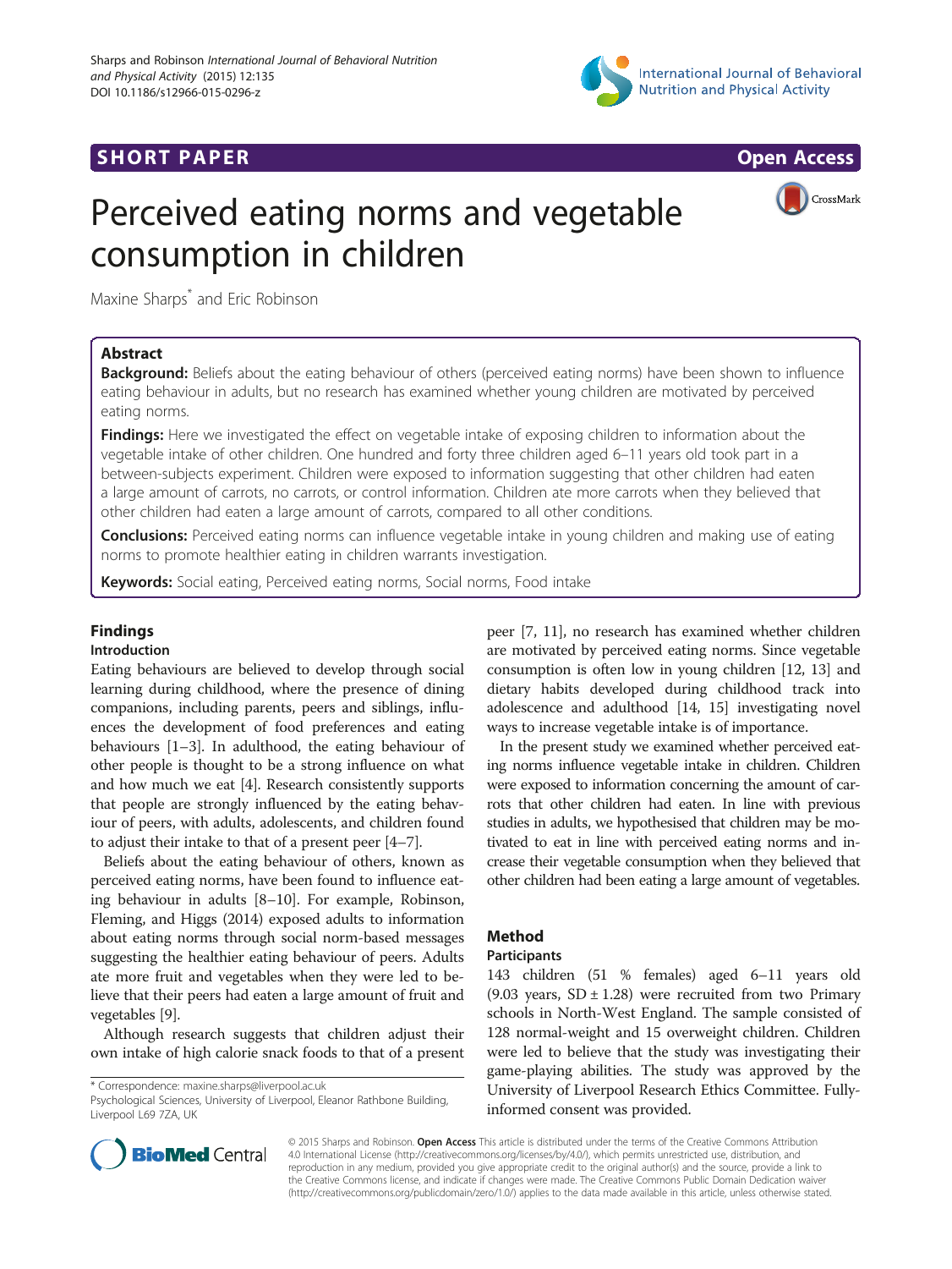# Perceived eating norms and vegetable consumption in children

Maxine Sharps* and Eric Robinson

## Abstract

**Background:** Beliefs about the eating behaviour of others (perceived eating norms) have been shown to influence eating behaviour in adults, but no research has examined whether young children are motivated by perceived eating norms.

**Findings:** Here we investigated the effect on vegetable intake of exposing children to information about the vegetable intake of other children. One hundred and forty three children aged 6–11 years old took part in a between-subjects experiment. Children were exposed to information suggesting that other children had eaten a large amount of carrots, no carrots, or control information. Children ate more carrots when they believed that other children had eaten a large amount of carrots, compared to all other conditions.

**Conclusions:** Perceived eating norms can influence vegetable intake in young children and making use of eating norms to promote healthier eating in children warrants investigation.

**Keywords:** Social eating, Perceived eating norms, Social norms, Food intake

## Findings

### Introduction

Eating behaviours are believed to develop through social learning during childhood, where the presence of dining companions, including parents, peers and siblings, influences the development of food preferences and eating behaviours [1–3]. In adulthood, the eating behaviour of other people is thought to be a strong influence on what and how much we eat [4]. Research consistently supports that people are strongly influenced by the eating behaviour of peers, with adults, adolescents, and children found to adjust their intake to that of a present peer [4–7].

Beliefs about the eating behaviour of others, known as perceived eating norms, have been found to influence eating behaviour in adults [8–10]. For example, Robinson, Fleming, and Higgs (2014) exposed adults to information about eating norms through social norm-based messages suggesting the healthier eating behaviour of peers. Adults ate more fruit and vegetables when they were led to believe that their peers had eaten a large amount of fruit and vegetables [9].

Although research suggests that children adjust their own intake of high calorie snack foods to that of a present peer [7, 11], no research has examined whether children are motivated by perceived eating norms. Since vegetable consumption is often low in young children [12, 13] and dietary habits developed during childhood track into adolescence and adulthood [14, 15] investigating novel ways to increase vegetable intake is of importance.

In the present study we examined whether perceived eating norms influence vegetable intake in children. Children were exposed to information concerning the amount of carrots that other children had eaten. In line with previous studies in adults, we hypothesised that children may be motivated to eat in line with perceived eating norms and increase their vegetable consumption when they believed that other children had been eating a large amount of vegetables.

## Method

### Participants

143 children (51 % females) aged 6–11 years old (9.03 years, SD ± 1.28) were recruited from two Primary schools in North-West England. The sample consisted of 128 normal-weight and 15 overweight children. Children were led to believe that the study was investigating their game-playing abilities. The study was approved by the University of Liverpool Research Ethics Committee. Fully-informed consent was provided.

* Correspondence: maxine.sharps@liverpool.ac.uk
Psychological Sciences, University of Liverpool, Eleanor Rathbone Building, Liverpool L69 7ZA, UK

© 2015 Sharps and Robinson. **Open Access** This article is distributed under the terms of the Creative Commons Attribution 4.0 International License (http://creativecommons.org/licenses/by/4.0/), which permits unrestricted use, distribution, and reproduction in any medium, provided you give appropriate credit to the original author(s) and the source, provide a link to the Creative Commons license, and indicate if changes were made. The Creative Commons Public Domain Dedication waiver (http://creativecommons.org/publicdomain/zero/1.0/) applies to the data made available in this article, unless otherwise stated.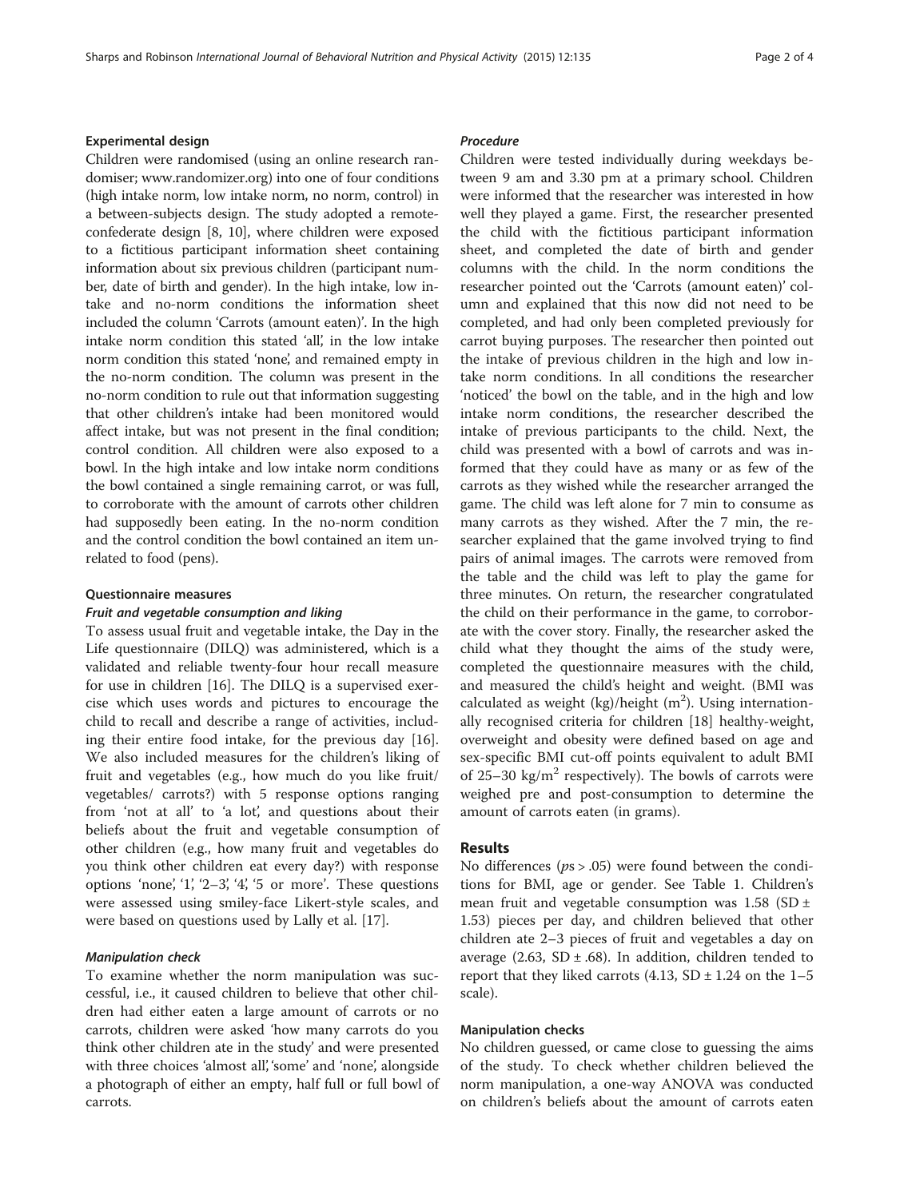### Experimental design

Children were randomised (using an online research randomiser; www.randomizer.org) into one of four conditions (high intake norm, low intake norm, no norm, control) in a between-subjects design. The study adopted a remote-confederate design [8, 10], where children were exposed to a fictitious participant information sheet containing information about six previous children (participant number, date of birth and gender). In the high intake, low intake and no-norm conditions the information sheet included the column 'Carrots (amount eaten)'. In the high intake norm condition this stated 'all', in the low intake norm condition this stated 'none', and remained empty in the no-norm condition. The column was present in the no-norm condition to rule out that information suggesting that other children's intake had been monitored would affect intake, but was not present in the final condition; control condition. All children were also exposed to a bowl. In the high intake and low intake norm conditions the bowl contained a single remaining carrot, or was full, to corroborate with the amount of carrots other children had supposedly been eating. In the no-norm condition and the control condition the bowl contained an item unrelated to food (pens).

### Questionnaire measures

#### *Fruit and vegetable consumption and liking*

To assess usual fruit and vegetable intake, the Day in the Life questionnaire (DILQ) was administered, which is a validated and reliable twenty-four hour recall measure for use in children [16]. The DILQ is a supervised exercise which uses words and pictures to encourage the child to recall and describe a range of activities, including their entire food intake, for the previous day [16]. We also included measures for the children's liking of fruit and vegetables (e.g., how much do you like fruit/vegetables/ carrots?) with 5 response options ranging from 'not at all' to 'a lot', and questions about their beliefs about the fruit and vegetable consumption of other children (e.g., how many fruit and vegetables do you think other children eat every day?) with response options 'none', '1', '2–3', '4', '5 or more'. These questions were assessed using smiley-face Likert-style scales, and were based on questions used by Lally et al. [17].

#### *Manipulation check*

To examine whether the norm manipulation was successful, i.e., it caused children to believe that other children had either eaten a large amount of carrots or no carrots, children were asked 'how many carrots do you think other children ate in the study' and were presented with three choices 'almost all', 'some' and 'none', alongside a photograph of either an empty, half full or full bowl of carrots.

#### *Procedure*

Children were tested individually during weekdays between 9 am and 3.30 pm at a primary school. Children were informed that the researcher was interested in how well they played a game. First, the researcher presented the child with the fictitious participant information sheet, and completed the date of birth and gender columns with the child. In the norm conditions the researcher pointed out the 'Carrots (amount eaten)' column and explained that this now did not need to be completed, and had only been completed previously for carrot buying purposes. The researcher then pointed out the intake of previous children in the high and low intake norm conditions. In all conditions the researcher 'noticed' the bowl on the table, and in the high and low intake norm conditions, the researcher described the intake of previous participants to the child. Next, the child was presented with a bowl of carrots and was informed that they could have as many or as few of the carrots as they wished while the researcher arranged the game. The child was left alone for 7 min to consume as many carrots as they wished. After the 7 min, the researcher explained that the game involved trying to find pairs of animal images. The carrots were removed from the table and the child was left to play the game for three minutes. On return, the researcher congratulated the child on their performance in the game, to corroborate with the cover story. Finally, the researcher asked the child what they thought the aims of the study were, completed the questionnaire measures with the child, and measured the child's height and weight. (BMI was calculated as weight (kg)/height ($m^2$). Using internationally recognised criteria for children [18] healthy-weight, overweight and obesity were defined based on age and sex-specific BMI cut-off points equivalent to adult BMI of 25–30 $kg/m^2$ respectively). The bowls of carrots were weighed pre and post-consumption to determine the amount of carrots eaten (in grams).

## Results

No differences ($ps > .05$) were found between the conditions for BMI, age or gender. See Table 1. Children's mean fruit and vegetable consumption was 1.58 (SD ± 1.53) pieces per day, and children believed that other children ate 2–3 pieces of fruit and vegetables a day on average (2.63, SD ± .68). In addition, children tended to report that they liked carrots (4.13, SD ± 1.24 on the 1–5 scale).

### Manipulation checks

No children guessed, or came close to guessing the aims of the study. To check whether children believed the norm manipulation, a one-way ANOVA was conducted on children's beliefs about the amount of carrots eaten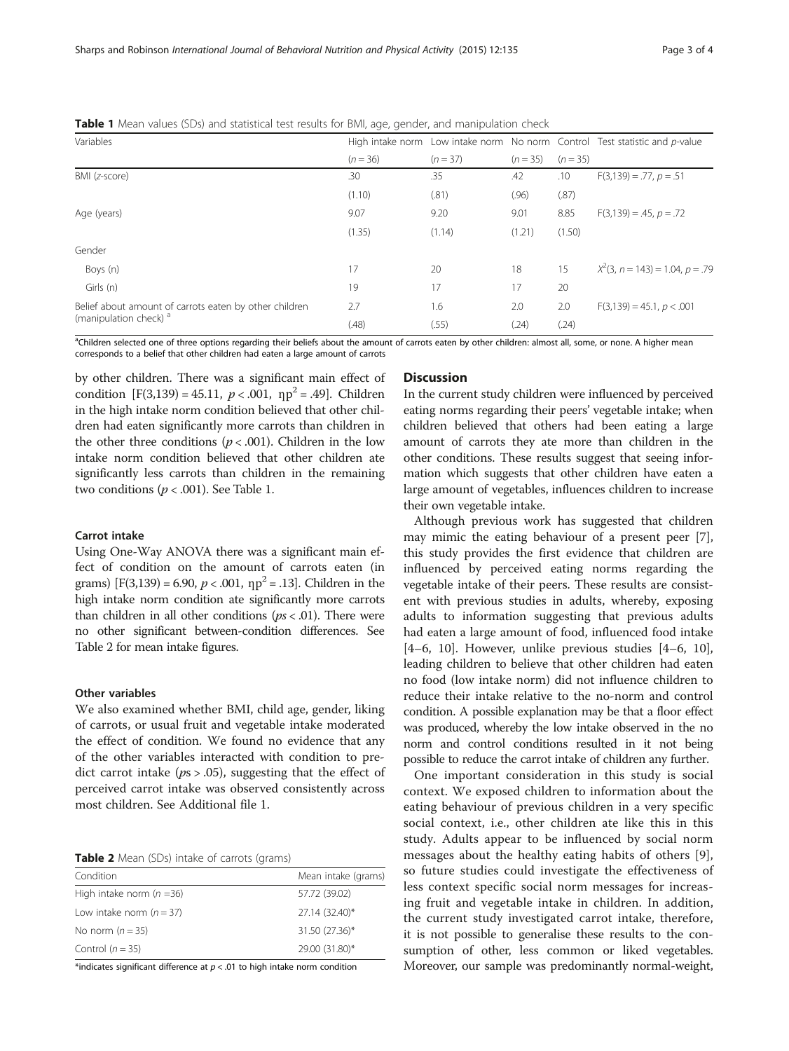**Table 1** Mean values (SDs) and statistical test results for BMI, age, gender, and manipulation check

| Variables | High intake norm | Low intake norm | No norm | Control | Test statistic and *p*-value |
|---|---|---|---|---|---|
| | ($n = 36$) | ($n = 37$) | ($n = 35$) | ($n = 35$) | |
| BMI (*z*-score) | .30 | .35 | .42 | .10 | $F(3,139) = .77, p = .51$ |
| | (1.10) | (.81) | (.96) | (.87) | |
| Age (years) | 9.07 | 9.20 | 9.01 | 8.85 | $F(3,139) = .45, p = .72$ |
| | (1.35) | (1.14) | (1.21) | (1.50) | |
| Gender | | | | | |
| Boys (n) | 17 | 20 | 18 | 15 | $X^2(3, n = 143) = 1.04, p = .79$ |
| Girls (n) | 19 | 17 | 17 | 20 | |
| Belief about amount of carrots eaten by other children (manipulation check) [a] | 2.7 | 1.6 | 2.0 | 2.0 | $F(3,139) = 45.1, p < .001$ |
| | (.48) | (.55) | (.24) | (.24) | |

[a]Children selected one of three options regarding their beliefs about the amount of carrots eaten by other children: almost all, some, or none. A higher mean corresponds to a belief that other children had eaten a large amount of carrots

by other children. There was a significant main effect of condition [$F(3,139) = 45.11$, $p < .001$, $\eta p^2 = .49$]. Children in the high intake norm condition believed that other children had eaten significantly more carrots than children in the other three conditions ($p < .001$). Children in the low intake norm condition believed that other children ate significantly less carrots than children in the remaining two conditions ($p < .001$). See Table 1.

### Carrot intake

Using One-Way ANOVA there was a significant main effect of condition on the amount of carrots eaten (in grams) [$F(3,139) = 6.90$, $p < .001$, $\eta p^2 = .13$]. Children in the high intake norm condition ate significantly more carrots than children in all other conditions ($ps < .01$). There were no other significant between-condition differences. See Table 2 for mean intake figures.

### Other variables

We also examined whether BMI, child age, gender, liking of carrots, or usual fruit and vegetable intake moderated the effect of condition. We found no evidence that any of the other variables interacted with condition to predict carrot intake ($ps > .05$), suggesting that the effect of perceived carrot intake was observed consistently across most children. See Additional file 1.

**Table 2** Mean (SDs) intake of carrots (grams)

| Condition | Mean intake (grams) |
|---|---|
| High intake norm ($n = 36$) | 57.72 (39.02) |
| Low intake norm ($n = 37$) | 27.14 (32.40)* |
| No norm ($n = 35$) | 31.50 (27.36)* |
| Control ($n = 35$) | 29.00 (31.80)* |

*indicates significant difference at $p < .01$ to high intake norm condition

## Discussion

In the current study children were influenced by perceived eating norms regarding their peers' vegetable intake; when children believed that others had been eating a large amount of carrots they ate more than children in the other conditions. These results suggest that seeing information which suggests that other children have eaten a large amount of vegetables, influences children to increase their own vegetable intake.

Although previous work has suggested that children may mimic the eating behaviour of a present peer [7], this study provides the first evidence that children are influenced by perceived eating norms regarding the vegetable intake of their peers. These results are consistent with previous studies in adults, whereby, exposing adults to information suggesting that previous adults had eaten a large amount of food, influenced food intake [4–6, 10]. However, unlike previous studies [4–6, 10], leading children to believe that other children had eaten no food (low intake norm) did not influence children to reduce their intake relative to the no-norm and control condition. A possible explanation may be that a floor effect was produced, whereby the low intake observed in the no norm and control conditions resulted in it not being possible to reduce the carrot intake of children any further.

One important consideration in this study is social context. We exposed children to information about the eating behaviour of previous children in a very specific social context, i.e., other children ate like this in this study. Adults appear to be influenced by social norm messages about the healthy eating habits of others [9], so future studies could investigate the effectiveness of less context specific social norm messages for increasing fruit and vegetable intake in children. In addition, the current study investigated carrot intake, therefore, it is not possible to generalise these results to the consumption of other, less common or liked vegetables. Moreover, our sample was predominantly normal-weight,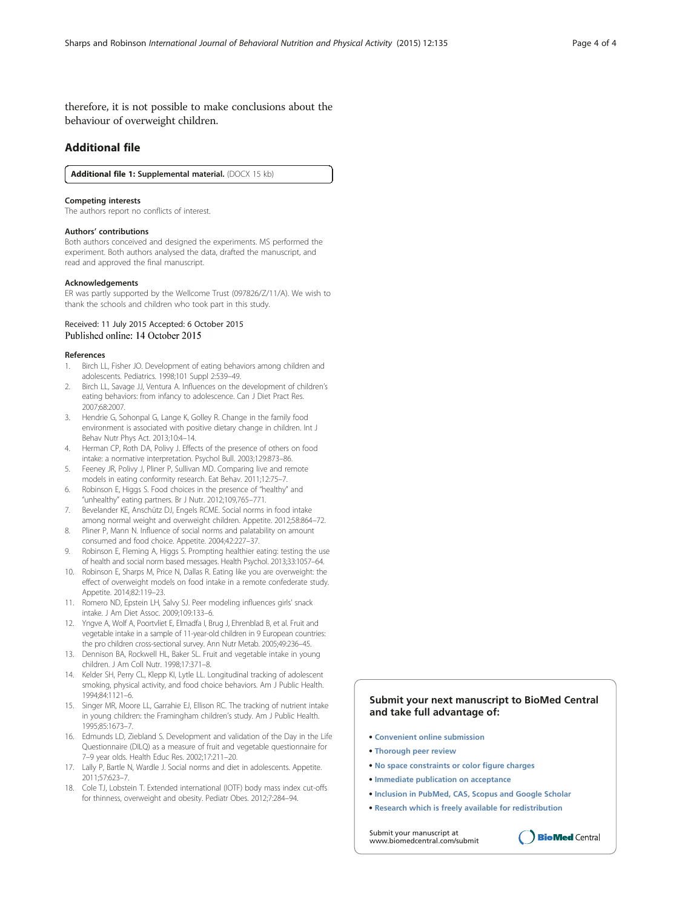therefore, it is not possible to make conclusions about the behaviour of overweight children.

## Additional file

**Additional file 1: Supplemental material.** (DOCX 15 kb)

#### Competing interests

The authors report no conflicts of interest.

#### Authors' contributions

Both authors conceived and designed the experiments. MS performed the experiment. Both authors analysed the data, drafted the manuscript, and read and approved the final manuscript.

#### Acknowledgements

ER was partly supported by the Wellcome Trust (097826/Z/11/A). We wish to thank the schools and children who took part in this study.

Received: 11 July 2015 Accepted: 6 October 2015
Published online: 14 October 2015

#### References

1. Birch LL, Fisher JO. Development of eating behaviors among children and adolescents. Pediatrics. 1998;101 Suppl 2:539–49.
2. Birch LL, Savage JJ, Ventura A. Influences on the development of children's eating behaviors: from infancy to adolescence. Can J Diet Pract Res. 2007;68:2007.
3. Hendrie G, Sohonpal G, Lange K, Golley R. Change in the family food environment is associated with positive dietary change in children. Int J Behav Nutr Phys Act. 2013;10:4–14.
4. Herman CP, Roth DA, Polivy J. Effects of the presence of others on food intake: a normative interpretation. Psychol Bull. 2003;129:873–86.
5. Feeney JR, Polivy J, Pliner P, Sullivan MD. Comparing live and remote models in eating conformity research. Eat Behav. 2011;12:75–7.
6. Robinson E, Higgs S. Food choices in the presence of "healthy" and "unhealthy" eating partners. Br J Nutr. 2012;109,765–771.
7. Bevelander KE, Anschütz DJ, Engels RCME. Social norms in food intake among normal weight and overweight children. Appetite. 2012;58:864–72.
8. Pliner P, Mann N. Influence of social norms and palatability on amount consumed and food choice. Appetite. 2004;42:227–37.
9. Robinson E, Fleming A, Higgs S. Prompting healthier eating: testing the use of health and social norm based messages. Health Psychol. 2013;33:1057–64.
10. Robinson E, Sharps M, Price N, Dallas R. Eating like you are overweight: the effect of overweight models on food intake in a remote confederate study. Appetite. 2014;82:119–23.
11. Romero ND, Epstein LH, Salvy SJ. Peer modeling influences girls' snack intake. J Am Diet Assoc. 2009;109:133–6.
12. Yngve A, Wolf A, Poortvliet E, Elmadfa I, Brug J, Ehrenblad B, et al. Fruit and vegetable intake in a sample of 11-year-old children in 9 European countries: the pro children cross-sectional survey. Ann Nutr Metab. 2005;49:236–45.
13. Dennison BA, Rockwell HL, Baker SL. Fruit and vegetable intake in young children. J Am Coll Nutr. 1998;17:371–8.
14. Kelder SH, Perry CL, Klepp KI, Lytle LL. Longitudinal tracking of adolescent smoking, physical activity, and food choice behaviors. Am J Public Health. 1994;84:1121–6.
15. Singer MR, Moore LL, Garrahie EJ, Ellison RC. The tracking of nutrient intake in young children: the Framingham children's study. Am J Public Health. 1995;85:1673–7.
16. Edmunds LD, Ziebland S. Development and validation of the Day in the Life Questionnaire (DILQ) as a measure of fruit and vegetable questionnaire for 7–9 year olds. Health Educ Res. 2002;17:211–20.
17. Lally P, Bartle N, Wardle J. Social norms and diet in adolescents. Appetite. 2011;57:623–7.
18. Cole TJ, Lobstein T. Extended international (IOTF) body mass index cut-offs for thinness, overweight and obesity. Pediatr Obes. 2012;7:284–94.

**Submit your next manuscript to BioMed Central and take full advantage of:**

- **Convenient online submission**
- **Thorough peer review**
- **No space constraints or color figure charges**
- **Immediate publication on acceptance**
- **Inclusion in PubMed, CAS, Scopus and Google Scholar**
- **Research which is freely available for redistribution**

Submit your manuscript at
www.biomedcentral.com/submit